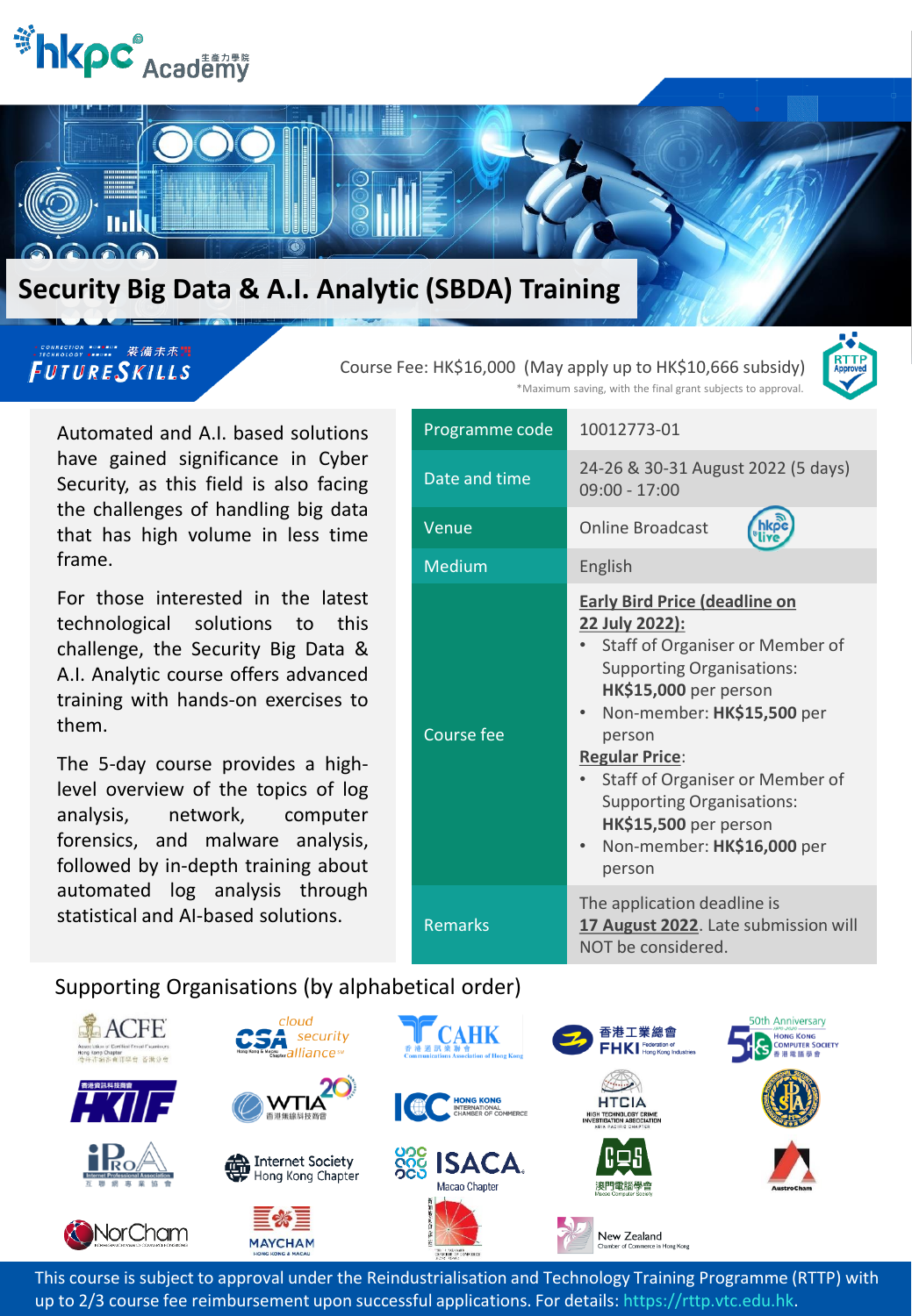# Security Big Data & A.I. Analytic (SBDA) Training

Course Fee: HK$16,000 (May apply up to HK$10,666 subsidy)

*Maximum saving, with the final grant subjects to approval.

Automated and A.I. based solutions have gained significance in Cyber Security, as this field is also facing the challenges of handling big data that has high volume in less time frame.

For those interested in the latest technological solutions to this challenge, the Security Big Data & A.I. Analytic course offers advanced training with hands-on exercises to them.

The 5-day course provides a high-level overview of the topics of log analysis, network, computer forensics, and malware analysis, followed by in-depth training about automated log analysis through statistical and AI-based solutions.

| | |
|---|---|
| Programme code | 10012773-01 |
| Date and time | 24-26 & 30-31 August 2022 (5 days) 09:00 - 17:00 |
| Venue | Online Broadcast |
| Medium | English |
| Course fee | **Early Bird Price (deadline on 22 July 2022):**<br>• Staff of Organiser or Member of Supporting Organisations: **HK$15,000** per person<br>• Non-member: **HK$15,500** per person<br>**Regular Price**:<br>• Staff of Organiser or Member of Supporting Organisations: **HK$15,500** per person<br>• Non-member: **HK$16,000** per person |
| Remarks | The application deadline is **17 August 2022**. Late submission will NOT be considered. |

## Supporting Organisations (by alphabetical order)

This course is subject to approval under the Reindustrialisation and Technology Training Programme (RTTP) with up to 2/3 course fee reimbursement upon successful applications. For details: https://rttp.vtc.edu.hk.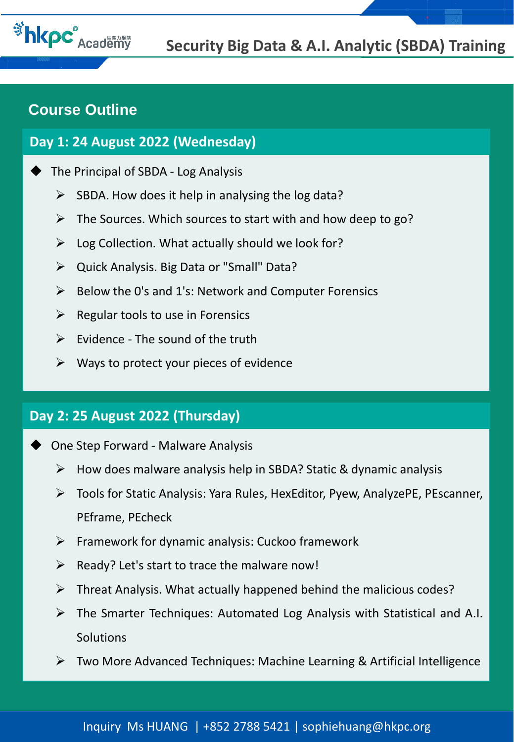## Course Outline

### Day 1: 24 August 2022 (Wednesday)

- The Principal of SBDA - Log Analysis
  - SBDA. How does it help in analysing the log data?
  - The Sources. Which sources to start with and how deep to go?
  - Log Collection. What actually should we look for?
  - Quick Analysis. Big Data or "Small" Data?
  - Below the 0's and 1's: Network and Computer Forensics
  - Regular tools to use in Forensics
  - Evidence - The sound of the truth
  - Ways to protect your pieces of evidence

### Day 2: 25 August 2022 (Thursday)

- One Step Forward - Malware Analysis
  - How does malware analysis help in SBDA? Static & dynamic analysis
  - Tools for Static Analysis: Yara Rules, HexEditor, Pyew, AnalyzePE, PEscanner, PEframe, PEcheck
  - Framework for dynamic analysis: Cuckoo framework
  - Ready? Let's start to trace the malware now!
  - Threat Analysis. What actually happened behind the malicious codes?
  - The Smarter Techniques: Automated Log Analysis with Statistical and A.I. Solutions
  - Two More Advanced Techniques: Machine Learning & Artificial Intelligence

Inquiry Ms HUANG | +852 2788 5421 | sophiehuang@hkpc.org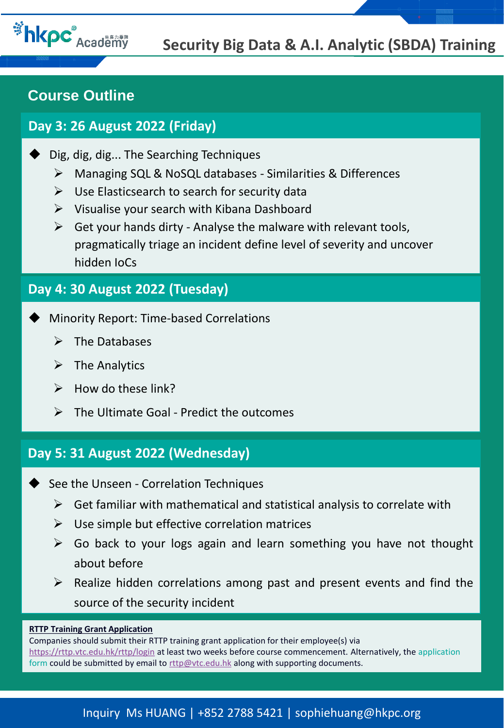## Course Outline

### Day 3: 26 August 2022 (Friday)

- Dig, dig, dig... The Searching Techniques
  - Managing SQL & NoSQL databases - Similarities & Differences
  - Use Elasticsearch to search for security data
  - Visualise your search with Kibana Dashboard
  - Get your hands dirty - Analyse the malware with relevant tools, pragmatically triage an incident define level of severity and uncover hidden IoCs

### Day 4: 30 August 2022 (Tuesday)

- Minority Report: Time-based Correlations
  - The Databases
  - The Analytics
  - How do these link?
  - The Ultimate Goal - Predict the outcomes

### Day 5: 31 August 2022 (Wednesday)

- See the Unseen - Correlation Techniques
  - Get familiar with mathematical and statistical analysis to correlate with
  - Use simple but effective correlation matrices
  - Go back to your logs again and learn something you have not thought about before
  - Realize hidden correlations among past and present events and find the source of the security incident

**RTTP Training Grant Application**

Companies should submit their RTTP training grant application for their employee(s) via https://rttp.vtc.edu.hk/rttp/login at least two weeks before course commencement. Alternatively, the application form could be submitted by email to rttp@vtc.edu.hk along with supporting documents.

Inquiry Ms HUANG | +852 2788 5421 | sophiehuang@hkpc.org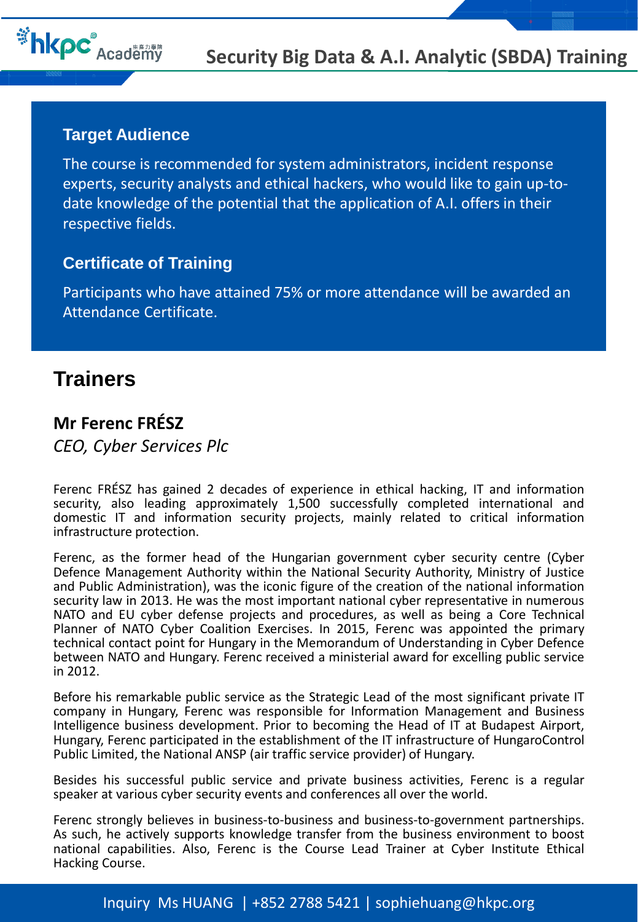### Target Audience

The course is recommended for system administrators, incident response experts, security analysts and ethical hackers, who would like to gain up-to-date knowledge of the potential that the application of A.I. offers in their respective fields.

### Certificate of Training

Participants who have attained 75% or more attendance will be awarded an Attendance Certificate.

## Trainers

**Mr Ferenc FRÉSZ**

*CEO, Cyber Services Plc*

Ferenc FRÉSZ has gained 2 decades of experience in ethical hacking, IT and information security, also leading approximately 1,500 successfully completed international and domestic IT and information security projects, mainly related to critical information infrastructure protection.

Ferenc, as the former head of the Hungarian government cyber security centre (Cyber Defence Management Authority within the National Security Authority, Ministry of Justice and Public Administration), was the iconic figure of the creation of the national information security law in 2013. He was the most important national cyber representative in numerous NATO and EU cyber defense projects and procedures, as well as being a Core Technical Planner of NATO Cyber Coalition Exercises. In 2015, Ferenc was appointed the primary technical contact point for Hungary in the Memorandum of Understanding in Cyber Defence between NATO and Hungary. Ferenc received a ministerial award for excelling public service in 2012.

Before his remarkable public service as the Strategic Lead of the most significant private IT company in Hungary, Ferenc was responsible for Information Management and Business Intelligence business development. Prior to becoming the Head of IT at Budapest Airport, Hungary, Ferenc participated in the establishment of the IT infrastructure of HungaroControl Public Limited, the National ANSP (air traffic service provider) of Hungary.

Besides his successful public service and private business activities, Ferenc is a regular speaker at various cyber security events and conferences all over the world.

Ferenc strongly believes in business-to-business and business-to-government partnerships. As such, he actively supports knowledge transfer from the business environment to boost national capabilities. Also, Ferenc is the Course Lead Trainer at Cyber Institute Ethical Hacking Course.

Inquiry Ms HUANG | +852 2788 5421 | sophiehuang@hkpc.org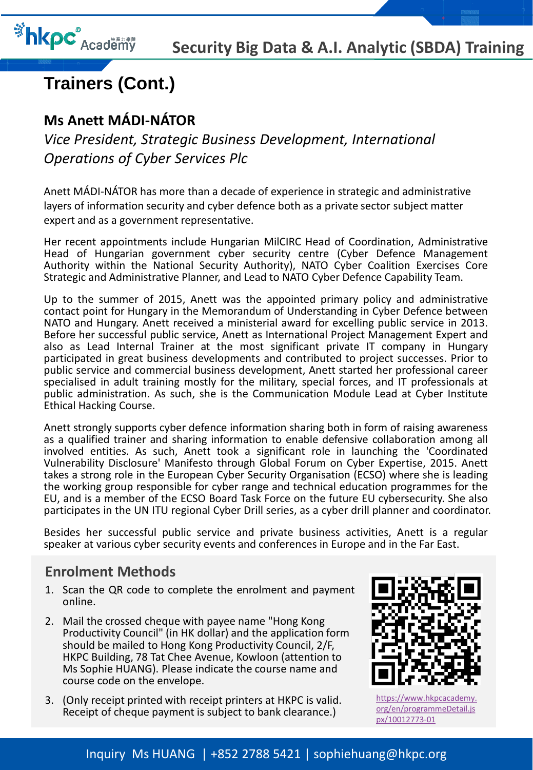# Trainers (Cont.)

## Ms Anett MÁDI-NÁTOR

*Vice President, Strategic Business Development, International Operations of Cyber Services Plc*

Anett MÁDI-NÁTOR has more than a decade of experience in strategic and administrative layers of information security and cyber defence both as a private sector subject matter expert and as a government representative.

Her recent appointments include Hungarian MilCIRC Head of Coordination, Administrative Head of Hungarian government cyber security centre (Cyber Defence Management Authority within the National Security Authority), NATO Cyber Coalition Exercises Core Strategic and Administrative Planner, and Lead to NATO Cyber Defence Capability Team.

Up to the summer of 2015, Anett was the appointed primary policy and administrative contact point for Hungary in the Memorandum of Understanding in Cyber Defence between NATO and Hungary. Anett received a ministerial award for excelling public service in 2013. Before her successful public service, Anett as International Project Management Expert and also as Lead Internal Trainer at the most significant private IT company in Hungary participated in great business developments and contributed to project successes. Prior to public service and commercial business development, Anett started her professional career specialised in adult training mostly for the military, special forces, and IT professionals at public administration. As such, she is the Communication Module Lead at Cyber Institute Ethical Hacking Course.

Anett strongly supports cyber defence information sharing both in form of raising awareness as a qualified trainer and sharing information to enable defensive collaboration among all involved entities. As such, Anett took a significant role in launching the 'Coordinated Vulnerability Disclosure' Manifesto through Global Forum on Cyber Expertise, 2015. Anett takes a strong role in the European Cyber Security Organisation (ECSO) where she is leading the working group responsible for cyber range and technical education programmes for the EU, and is a member of the ECSO Board Task Force on the future EU cybersecurity. She also participates in the UN ITU regional Cyber Drill series, as a cyber drill planner and coordinator.

Besides her successful public service and private business activities, Anett is a regular speaker at various cyber security events and conferences in Europe and in the Far East.

## Enrolment Methods

1. Scan the QR code to complete the enrolment and payment online.
2. Mail the crossed cheque with payee name "Hong Kong Productivity Council" (in HK dollar) and the application form should be mailed to Hong Kong Productivity Council, 2/F, HKPC Building, 78 Tat Chee Avenue, Kowloon (attention to Ms Sophie HUANG). Please indicate the course name and course code on the envelope.
3. (Only receipt printed with receipt printers at HKPC is valid. Receipt of cheque payment is subject to bank clearance.)

https://www.hkpcacademy.org/en/programmeDetail.jspx/10012773-01

Inquiry Ms HUANG | +852 2788 5421 | sophiehuang@hkpc.org